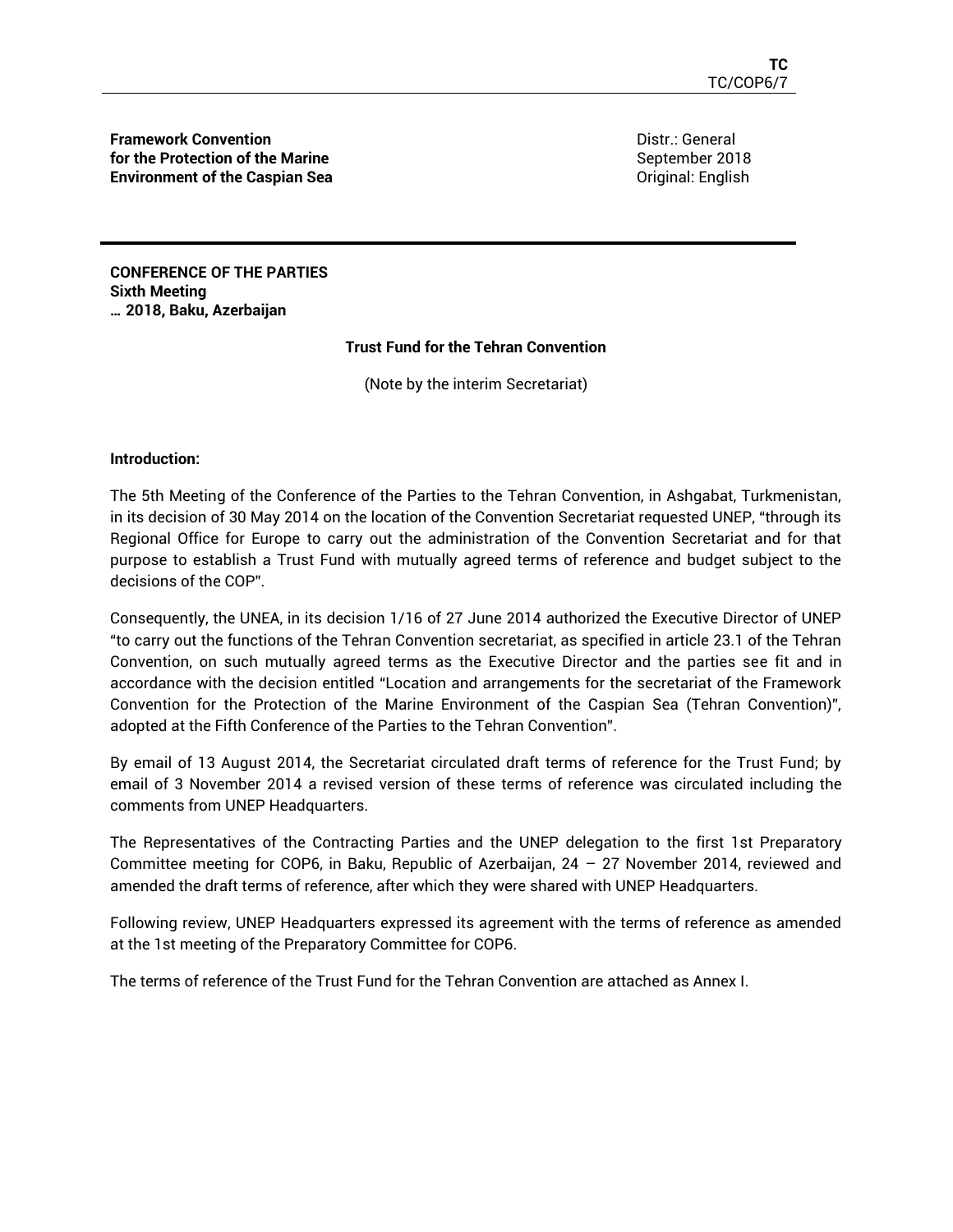**Framework Convention for the Protection of the Marine Environment of the Caspian Sea**

Distr.: General
September 2018
Original: English

**CONFERENCE OF THE PARTIES**
**Sixth Meeting**
**… 2018, Baku, Azerbaijan**

**Trust Fund for the Tehran Convention**

(Note by the interim Secretariat)

**Introduction:**

The 5th Meeting of the Conference of the Parties to the Tehran Convention, in Ashgabat, Turkmenistan, in its decision of 30 May 2014 on the location of the Convention Secretariat requested UNEP, "through its Regional Office for Europe to carry out the administration of the Convention Secretariat and for that purpose to establish a Trust Fund with mutually agreed terms of reference and budget subject to the decisions of the COP".

Consequently, the UNEA, in its decision 1/16 of 27 June 2014 authorized the Executive Director of UNEP "to carry out the functions of the Tehran Convention secretariat, as specified in article 23.1 of the Tehran Convention, on such mutually agreed terms as the Executive Director and the parties see fit and in accordance with the decision entitled "Location and arrangements for the secretariat of the Framework Convention for the Protection of the Marine Environment of the Caspian Sea (Tehran Convention)", adopted at the Fifth Conference of the Parties to the Tehran Convention".

By email of 13 August 2014, the Secretariat circulated draft terms of reference for the Trust Fund; by email of 3 November 2014 a revised version of these terms of reference was circulated including the comments from UNEP Headquarters.

The Representatives of the Contracting Parties and the UNEP delegation to the first 1st Preparatory Committee meeting for COP6, in Baku, Republic of Azerbaijan, 24 – 27 November 2014, reviewed and amended the draft terms of reference, after which they were shared with UNEP Headquarters.

Following review, UNEP Headquarters expressed its agreement with the terms of reference as amended at the 1st meeting of the Preparatory Committee for COP6.

The terms of reference of the Trust Fund for the Tehran Convention are attached as Annex I.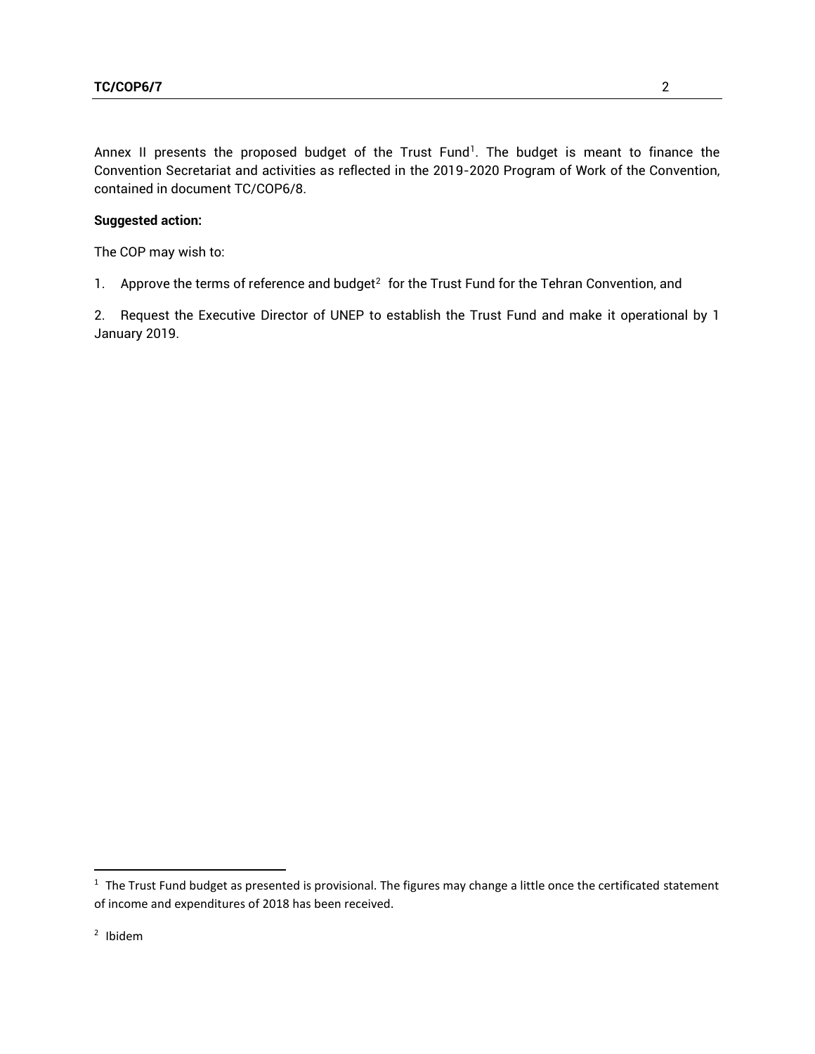Annex II presents the proposed budget of the Trust Fund[1]. The budget is meant to finance the Convention Secretariat and activities as reflected in the 2019-2020 Program of Work of the Convention, contained in document TC/COP6/8.

**Suggested action:**

The COP may wish to:

1. Approve the terms of reference and budget[2] for the Trust Fund for the Tehran Convention, and

2. Request the Executive Director of UNEP to establish the Trust Fund and make it operational by 1 January 2019.

---

[1] The Trust Fund budget as presented is provisional. The figures may change a little once the certificated statement of income and expenditures of 2018 has been received.

[2] Ibidem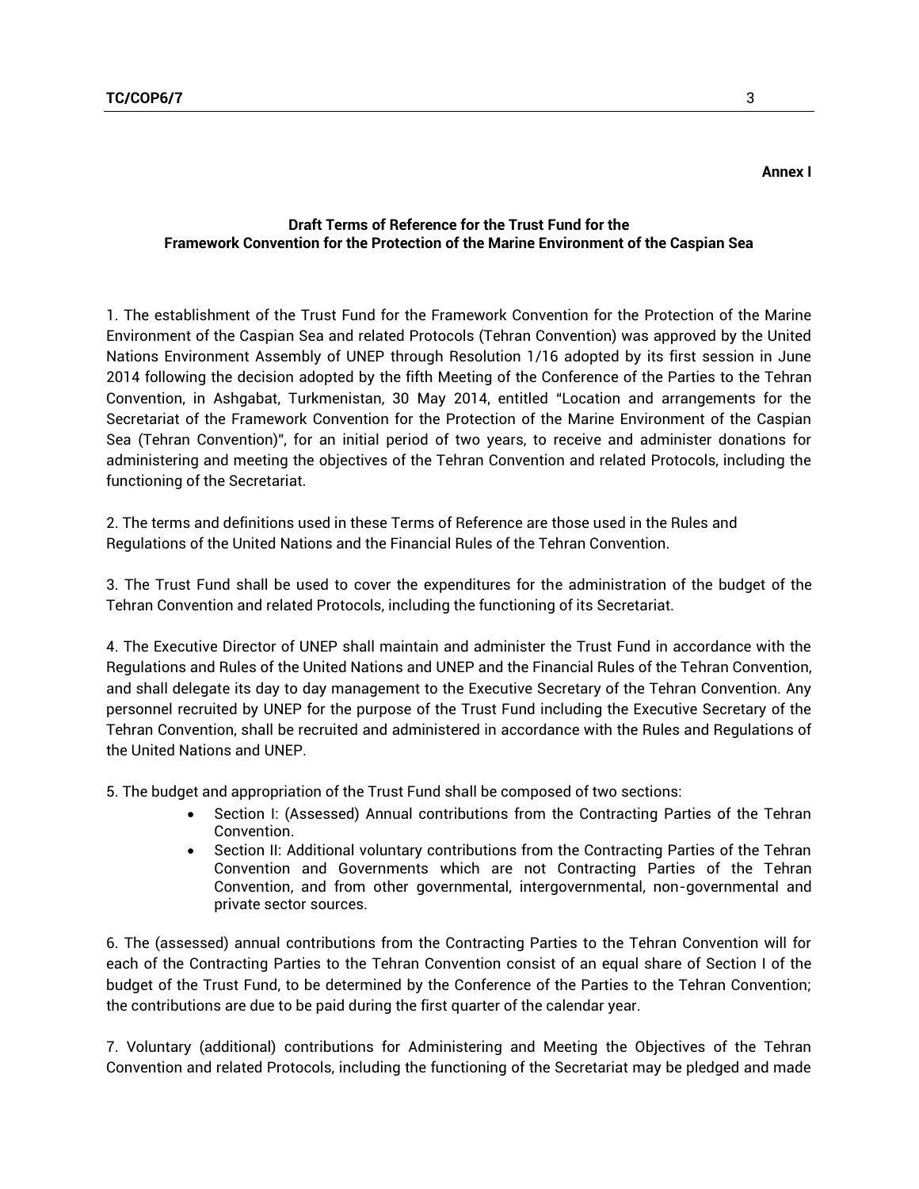**Annex I**

## Draft Terms of Reference for the Trust Fund for the Framework Convention for the Protection of the Marine Environment of the Caspian Sea

1. The establishment of the Trust Fund for the Framework Convention for the Protection of the Marine Environment of the Caspian Sea and related Protocols (Tehran Convention) was approved by the United Nations Environment Assembly of UNEP through Resolution 1/16 adopted by its first session in June 2014 following the decision adopted by the fifth Meeting of the Conference of the Parties to the Tehran Convention, in Ashgabat, Turkmenistan, 30 May 2014, entitled "Location and arrangements for the Secretariat of the Framework Convention for the Protection of the Marine Environment of the Caspian Sea (Tehran Convention)", for an initial period of two years, to receive and administer donations for administering and meeting the objectives of the Tehran Convention and related Protocols, including the functioning of the Secretariat.

2. The terms and definitions used in these Terms of Reference are those used in the Rules and Regulations of the United Nations and the Financial Rules of the Tehran Convention.

3. The Trust Fund shall be used to cover the expenditures for the administration of the budget of the Tehran Convention and related Protocols, including the functioning of its Secretariat.

4. The Executive Director of UNEP shall maintain and administer the Trust Fund in accordance with the Regulations and Rules of the United Nations and UNEP and the Financial Rules of the Tehran Convention, and shall delegate its day to day management to the Executive Secretary of the Tehran Convention. Any personnel recruited by UNEP for the purpose of the Trust Fund including the Executive Secretary of the Tehran Convention, shall be recruited and administered in accordance with the Rules and Regulations of the United Nations and UNEP.

5. The budget and appropriation of the Trust Fund shall be composed of two sections:

- Section I: (Assessed) Annual contributions from the Contracting Parties of the Tehran Convention.
- Section II: Additional voluntary contributions from the Contracting Parties of the Tehran Convention and Governments which are not Contracting Parties of the Tehran Convention, and from other governmental, intergovernmental, non-governmental and private sector sources.

6. The (assessed) annual contributions from the Contracting Parties to the Tehran Convention will for each of the Contracting Parties to the Tehran Convention consist of an equal share of Section I of the budget of the Trust Fund, to be determined by the Conference of the Parties to the Tehran Convention; the contributions are due to be paid during the first quarter of the calendar year.

7. Voluntary (additional) contributions for Administering and Meeting the Objectives of the Tehran Convention and related Protocols, including the functioning of the Secretariat may be pledged and made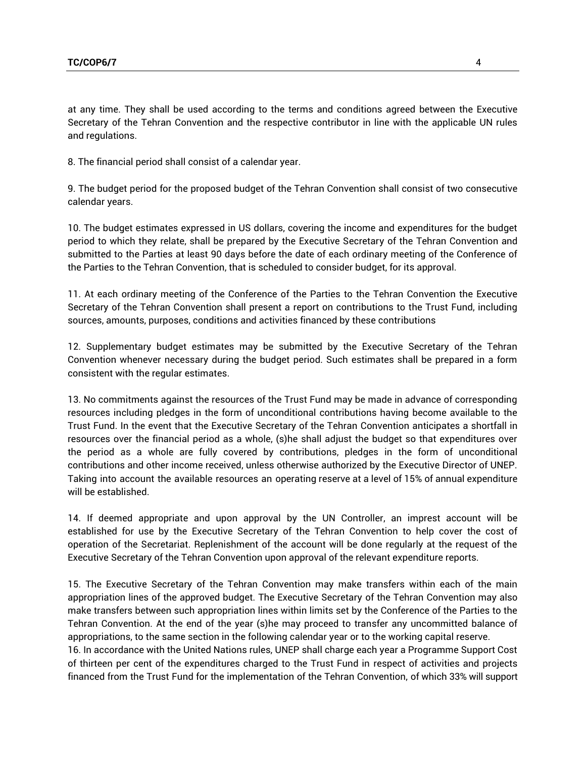at any time. They shall be used according to the terms and conditions agreed between the Executive Secretary of the Tehran Convention and the respective contributor in line with the applicable UN rules and regulations.

8. The financial period shall consist of a calendar year.

9. The budget period for the proposed budget of the Tehran Convention shall consist of two consecutive calendar years.

10. The budget estimates expressed in US dollars, covering the income and expenditures for the budget period to which they relate, shall be prepared by the Executive Secretary of the Tehran Convention and submitted to the Parties at least 90 days before the date of each ordinary meeting of the Conference of the Parties to the Tehran Convention, that is scheduled to consider budget, for its approval.

11. At each ordinary meeting of the Conference of the Parties to the Tehran Convention the Executive Secretary of the Tehran Convention shall present a report on contributions to the Trust Fund, including sources, amounts, purposes, conditions and activities financed by these contributions

12. Supplementary budget estimates may be submitted by the Executive Secretary of the Tehran Convention whenever necessary during the budget period. Such estimates shall be prepared in a form consistent with the regular estimates.

13. No commitments against the resources of the Trust Fund may be made in advance of corresponding resources including pledges in the form of unconditional contributions having become available to the Trust Fund. In the event that the Executive Secretary of the Tehran Convention anticipates a shortfall in resources over the financial period as a whole, (s)he shall adjust the budget so that expenditures over the period as a whole are fully covered by contributions, pledges in the form of unconditional contributions and other income received, unless otherwise authorized by the Executive Director of UNEP. Taking into account the available resources an operating reserve at a level of 15% of annual expenditure will be established.

14. If deemed appropriate and upon approval by the UN Controller, an imprest account will be established for use by the Executive Secretary of the Tehran Convention to help cover the cost of operation of the Secretariat. Replenishment of the account will be done regularly at the request of the Executive Secretary of the Tehran Convention upon approval of the relevant expenditure reports.

15. The Executive Secretary of the Tehran Convention may make transfers within each of the main appropriation lines of the approved budget. The Executive Secretary of the Tehran Convention may also make transfers between such appropriation lines within limits set by the Conference of the Parties to the Tehran Convention. At the end of the year (s)he may proceed to transfer any uncommitted balance of appropriations, to the same section in the following calendar year or to the working capital reserve.

16. In accordance with the United Nations rules, UNEP shall charge each year a Programme Support Cost of thirteen per cent of the expenditures charged to the Trust Fund in respect of activities and projects financed from the Trust Fund for the implementation of the Tehran Convention, of which 33% will support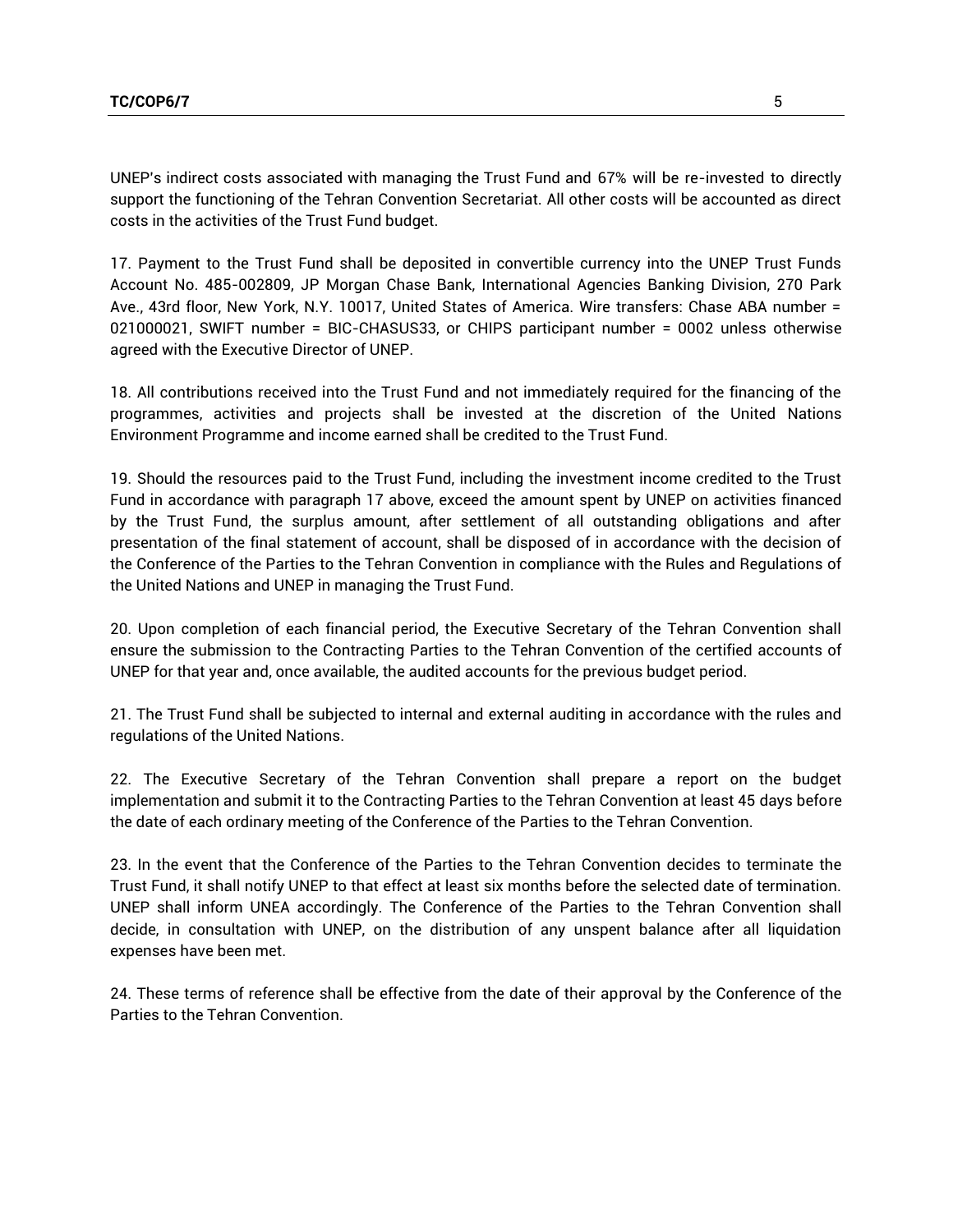UNEP's indirect costs associated with managing the Trust Fund and 67% will be re-invested to directly support the functioning of the Tehran Convention Secretariat. All other costs will be accounted as direct costs in the activities of the Trust Fund budget.

17. Payment to the Trust Fund shall be deposited in convertible currency into the UNEP Trust Funds Account No. 485-002809, JP Morgan Chase Bank, International Agencies Banking Division, 270 Park Ave., 43rd floor, New York, N.Y. 10017, United States of America. Wire transfers: Chase ABA number = 021000021, SWIFT number = BIC-CHASUS33, or CHIPS participant number = 0002 unless otherwise agreed with the Executive Director of UNEP.

18. All contributions received into the Trust Fund and not immediately required for the financing of the programmes, activities and projects shall be invested at the discretion of the United Nations Environment Programme and income earned shall be credited to the Trust Fund.

19. Should the resources paid to the Trust Fund, including the investment income credited to the Trust Fund in accordance with paragraph 17 above, exceed the amount spent by UNEP on activities financed by the Trust Fund, the surplus amount, after settlement of all outstanding obligations and after presentation of the final statement of account, shall be disposed of in accordance with the decision of the Conference of the Parties to the Tehran Convention in compliance with the Rules and Regulations of the United Nations and UNEP in managing the Trust Fund.

20. Upon completion of each financial period, the Executive Secretary of the Tehran Convention shall ensure the submission to the Contracting Parties to the Tehran Convention of the certified accounts of UNEP for that year and, once available, the audited accounts for the previous budget period.

21. The Trust Fund shall be subjected to internal and external auditing in accordance with the rules and regulations of the United Nations.

22. The Executive Secretary of the Tehran Convention shall prepare a report on the budget implementation and submit it to the Contracting Parties to the Tehran Convention at least 45 days before the date of each ordinary meeting of the Conference of the Parties to the Tehran Convention.

23. In the event that the Conference of the Parties to the Tehran Convention decides to terminate the Trust Fund, it shall notify UNEP to that effect at least six months before the selected date of termination. UNEP shall inform UNEA accordingly. The Conference of the Parties to the Tehran Convention shall decide, in consultation with UNEP, on the distribution of any unspent balance after all liquidation expenses have been met.

24. These terms of reference shall be effective from the date of their approval by the Conference of the Parties to the Tehran Convention.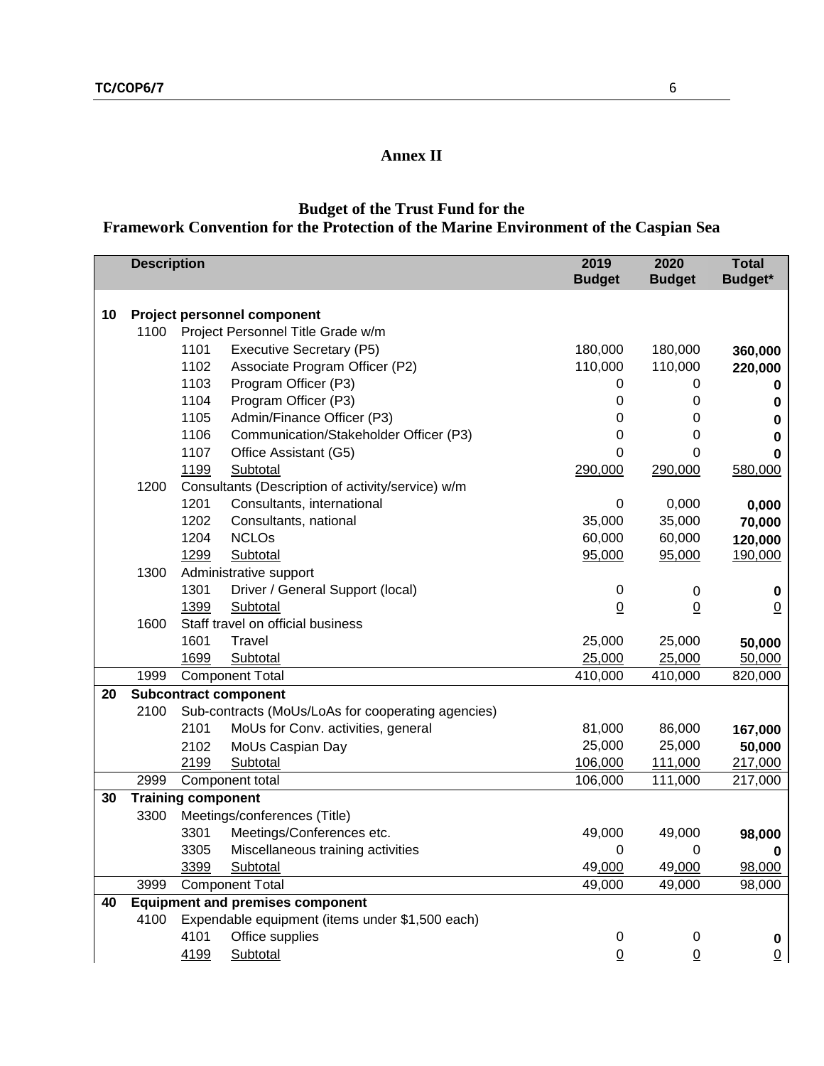## Annex II

### Budget of the Trust Fund for the Framework Convention for the Protection of the Marine Environment of the Caspian Sea

| | Description | | | 2019 Budget | 2020 Budget | Total Budget* |
|---|---|---|---|---|---|---|
| **10** | **Project personnel component** | | | | | |
| | 1100 | Project Personnel Title Grade w/m | | | | |
| | | 1101 | Executive Secretary (P5) | 180,000 | 180,000 | **360,000** |
| | | 1102 | Associate Program Officer (P2) | 110,000 | 110,000 | **220,000** |
| | | 1103 | Program Officer (P3) | 0 | 0 | **0** |
| | | 1104 | Program Officer (P3) | 0 | 0 | **0** |
| | | 1105 | Admin/Finance Officer (P3) | 0 | 0 | **0** |
| | | 1106 | Communication/Stakeholder Officer (P3) | 0 | 0 | **0** |
| | | 1107 | Office Assistant (G5) | 0 | 0 | **0** |
| | | 1199 | Subtotal | 290,000 | 290,000 | 580,000 |
| | 1200 | Consultants (Description of activity/service) w/m | | | | |
| | | 1201 | Consultants, international | 0 | 0,000 | **0,000** |
| | | 1202 | Consultants, national | 35,000 | 35,000 | **70,000** |
| | | 1204 | NCLOs | 60,000 | 60,000 | **120,000** |
| | | 1299 | Subtotal | 95,000 | 95,000 | 190,000 |
| | 1300 | Administrative support | | | | |
| | | 1301 | Driver / General Support (local) | 0 | 0 | **0** |
| | | 1399 | Subtotal | 0 | 0 | 0 |
| | 1600 | Staff travel on official business | | | | |
| | | 1601 | Travel | 25,000 | 25,000 | **50,000** |
| | | 1699 | Subtotal | 25,000 | 25,000 | 50,000 |
| | 1999 | Component Total | | 410,000 | 410,000 | 820,000 |
| **20** | **Subcontract component** | | | | | |
| | 2100 | Sub-contracts (MoUs/LoAs for cooperating agencies) | | | | |
| | | 2101 | MoUs for Conv. activities, general | 81,000 | 86,000 | **167,000** |
| | | 2102 | MoUs Caspian Day | 25,000 | 25,000 | **50,000** |
| | | 2199 | Subtotal | 106,000 | 111,000 | 217,000 |
| | 2999 | Component total | | 106,000 | 111,000 | 217,000 |
| **30** | **Training component** | | | | | |
| | 3300 | Meetings/conferences (Title) | | | | |
| | | 3301 | Meetings/Conferences etc. | 49,000 | 49,000 | **98,000** |
| | | 3305 | Miscellaneous training activities | 0 | 0 | **0** |
| | | 3399 | Subtotal | 49,000 | 49,000 | 98,000 |
| | 3999 | Component Total | | 49,000 | 49,000 | 98,000 |
| **40** | **Equipment and premises component** | | | | | |
| | 4100 | Expendable equipment (items under $1,500 each) | | | | |
| | | 4101 | Office supplies | 0 | 0 | **0** |
| | | 4199 | Subtotal | 0 | 0 | 0 |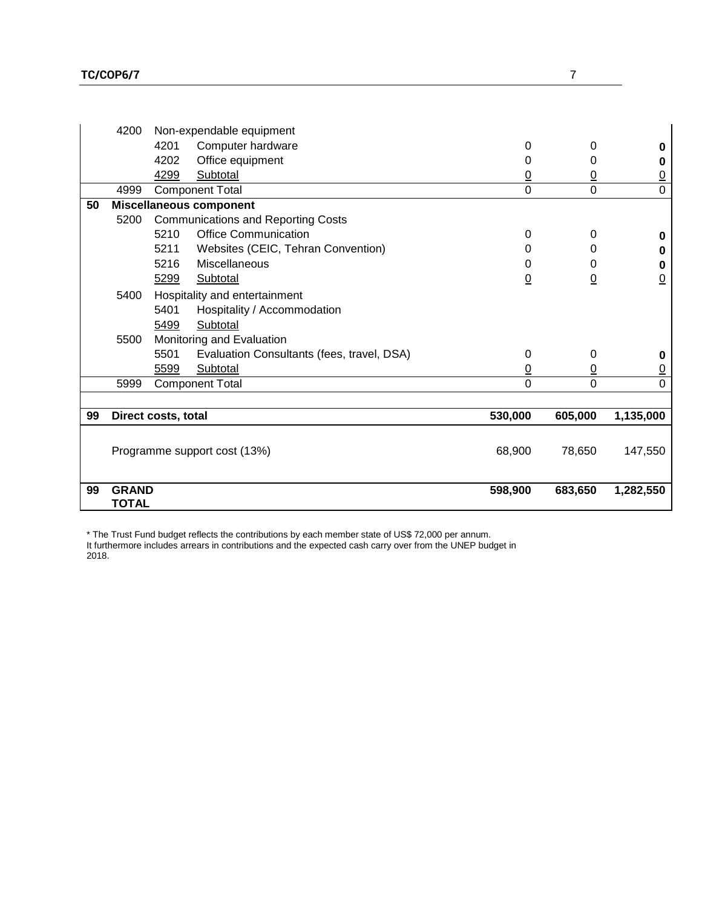| | | | | | | |
|---|---|---|---|---|---|---|
| | 4200 | | Non-expendable equipment | | | |
| | | 4201 | Computer hardware | 0 | 0 | **0** |
| | | 4202 | Office equipment | 0 | 0 | **0** |
| | | 4299 | Subtotal | 0 | 0 | 0 |
| | 4999 | | Component Total | 0 | 0 | 0 |
| **50** | **Miscellaneous component** | | | | | |
| | 5200 | | Communications and Reporting Costs | | | |
| | | 5210 | Office Communication | 0 | 0 | **0** |
| | | 5211 | Websites (CEIC, Tehran Convention) | 0 | 0 | **0** |
| | | 5216 | Miscellaneous | 0 | 0 | **0** |
| | | 5299 | Subtotal | 0 | 0 | 0 |
| | 5400 | | Hospitality and entertainment | | | |
| | | 5401 | Hospitality / Accommodation | | | |
| | | 5499 | Subtotal | | | |
| | 5500 | | Monitoring and Evaluation | | | |
| | | 5501 | Evaluation Consultants (fees, travel, DSA) | 0 | 0 | **0** |
| | | 5599 | Subtotal | 0 | 0 | 0 |
| | 5999 | | Component Total | 0 | 0 | 0 |
| **99** | **Direct costs, total** | | | **530,000** | **605,000** | **1,135,000** |
| | Programme support cost (13%) | | | 68,900 | 78,650 | 147,550 |
| **99** | **GRAND TOTAL** | | | **598,900** | **683,650** | **1,282,550** |

* The Trust Fund budget reflects the contributions by each member state of US$ 72,000 per annum.
It furthermore includes arrears in contributions and the expected cash carry over from the UNEP budget in 2018.